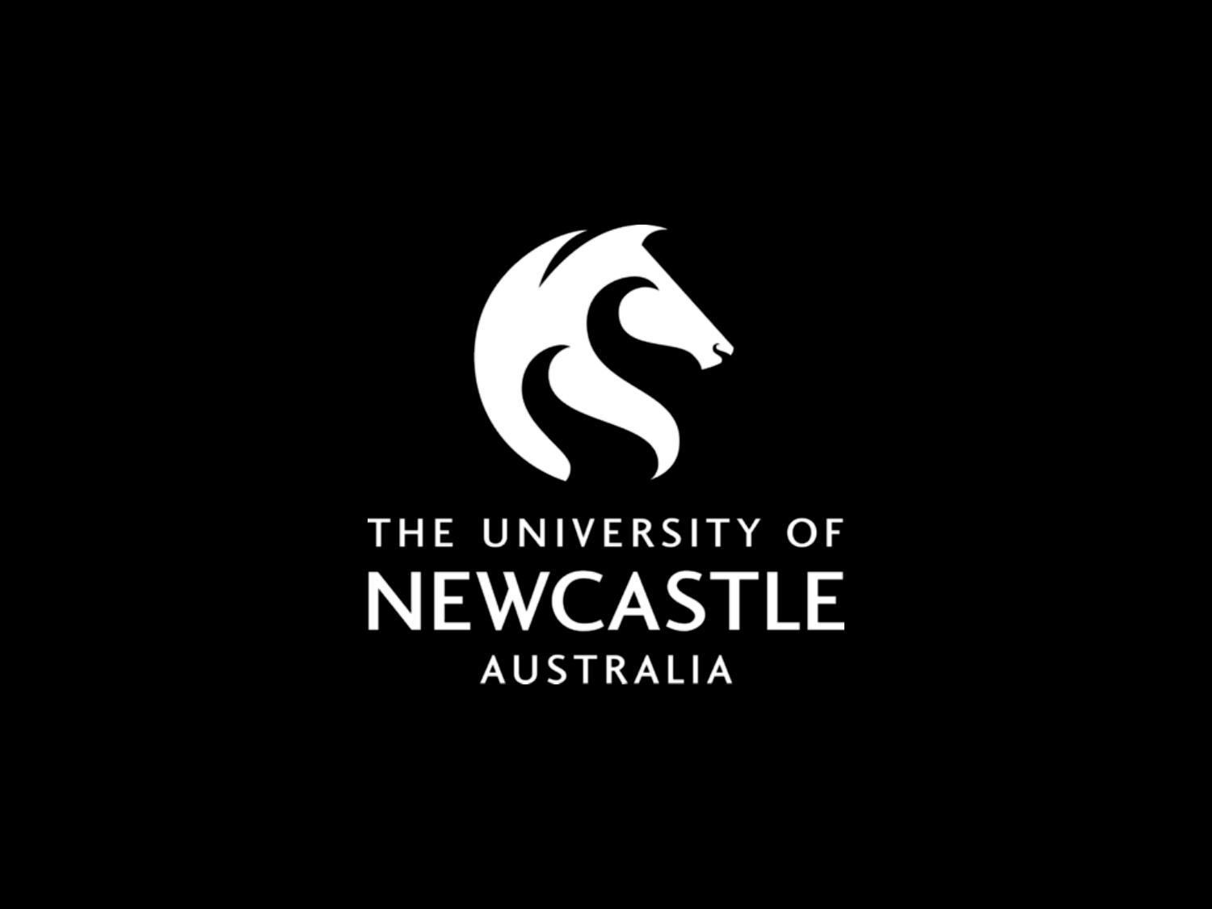THE UNIVERSITY OF

NEWCASTLE

AUSTRALIA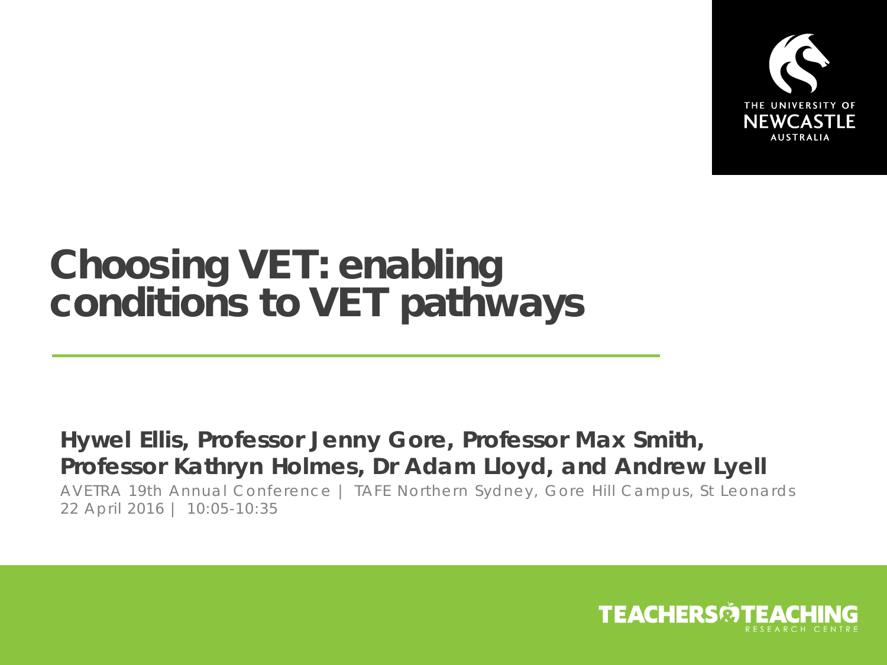# Choosing VET: enabling conditions to VET pathways

**Hywel Ellis, Professor Jenny Gore, Professor Max Smith, Professor Kathryn Holmes, Dr Adam Lloyd, and Andrew Lyell**

AVETRA 19th Annual Conference | TAFE Northern Sydney, Gore Hill Campus, St Leonards
22 April 2016 | 10:05-10:35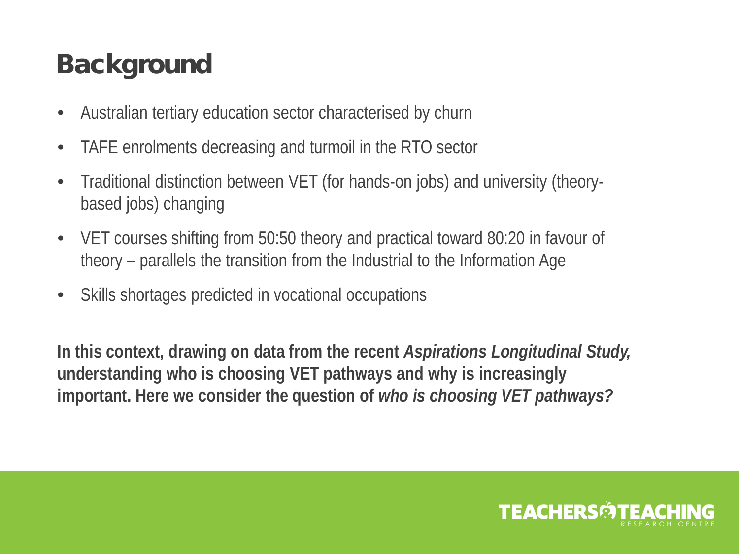# Background

- Australian tertiary education sector characterised by churn
- TAFE enrolments decreasing and turmoil in the RTO sector
- Traditional distinction between VET (for hands-on jobs) and university (theory-based jobs) changing
- VET courses shifting from 50:50 theory and practical toward 80:20 in favour of theory – parallels the transition from the Industrial to the Information Age
- Skills shortages predicted in vocational occupations

**In this context, drawing on data from the recent *Aspirations Longitudinal Study,* understanding who is choosing VET pathways and why is increasingly important. Here we consider the question of *who is choosing VET pathways?***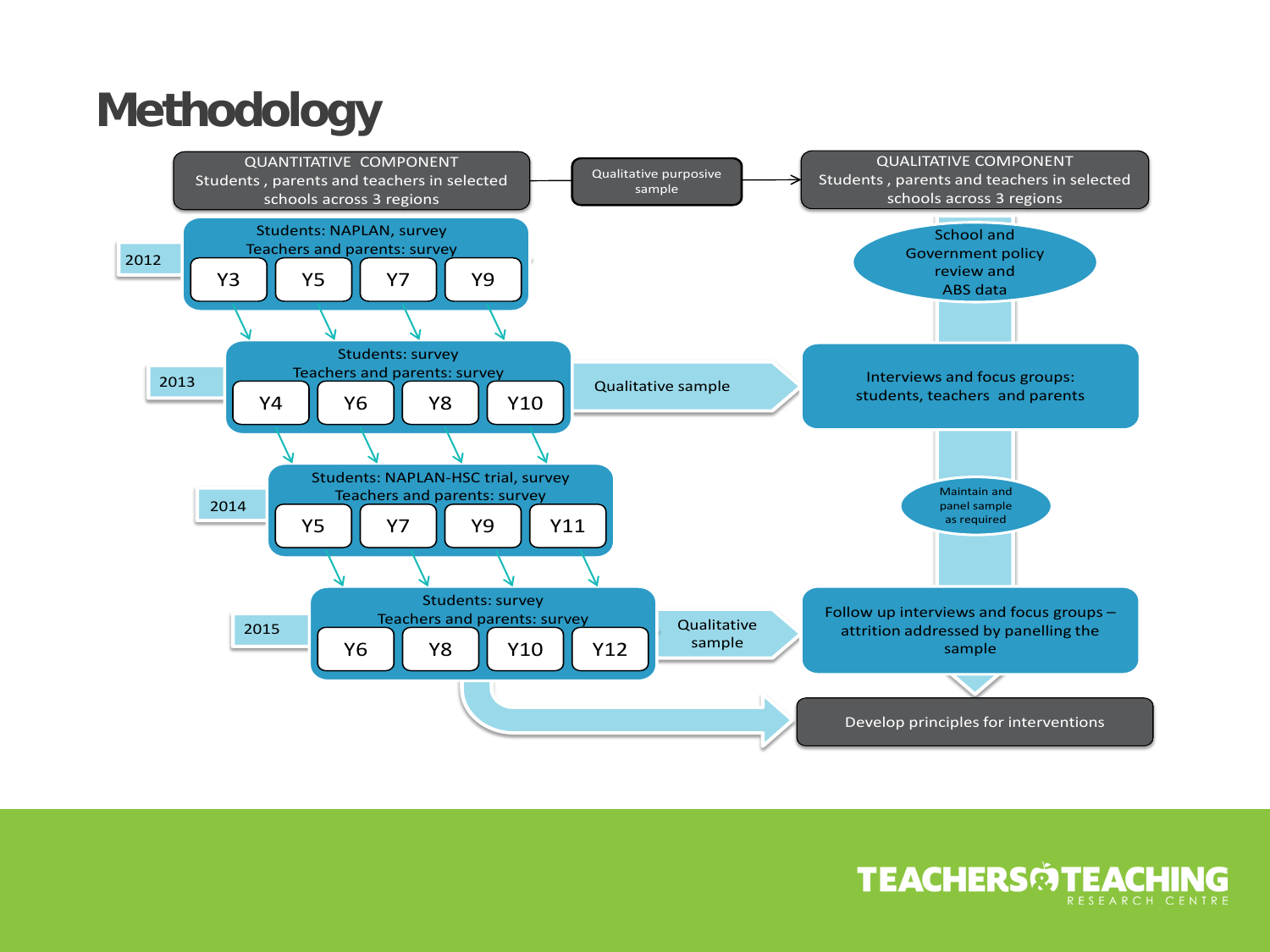# Methodology

**QUANTITATIVE COMPONENT**
Students , parents and teachers in selected schools across 3 regions

Qualitative purposive sample

**QUALITATIVE COMPONENT**
Students , parents and teachers in selected schools across 3 regions

**2012**
Students: NAPLAN, survey
Teachers and parents: survey
Y3 | Y5 | Y7 | Y9

**2013**
Students: survey
Teachers and parents: survey
Y4 | Y6 | Y8 | Y10

**2014**
Students: NAPLAN-HSC trial, survey
Teachers and parents: survey
Y5 | Y7 | Y9 | Y11

**2015**
Students: survey
Teachers and parents: survey
Y6 | Y8 | Y10 | Y12

School and Government policy review and ABS data

Qualitative sample → Interviews and focus groups: students, teachers and parents

Maintain and panel sample as required

Qualitative sample → Follow up interviews and focus groups – attrition addressed by panelling the sample

Develop principles for interventions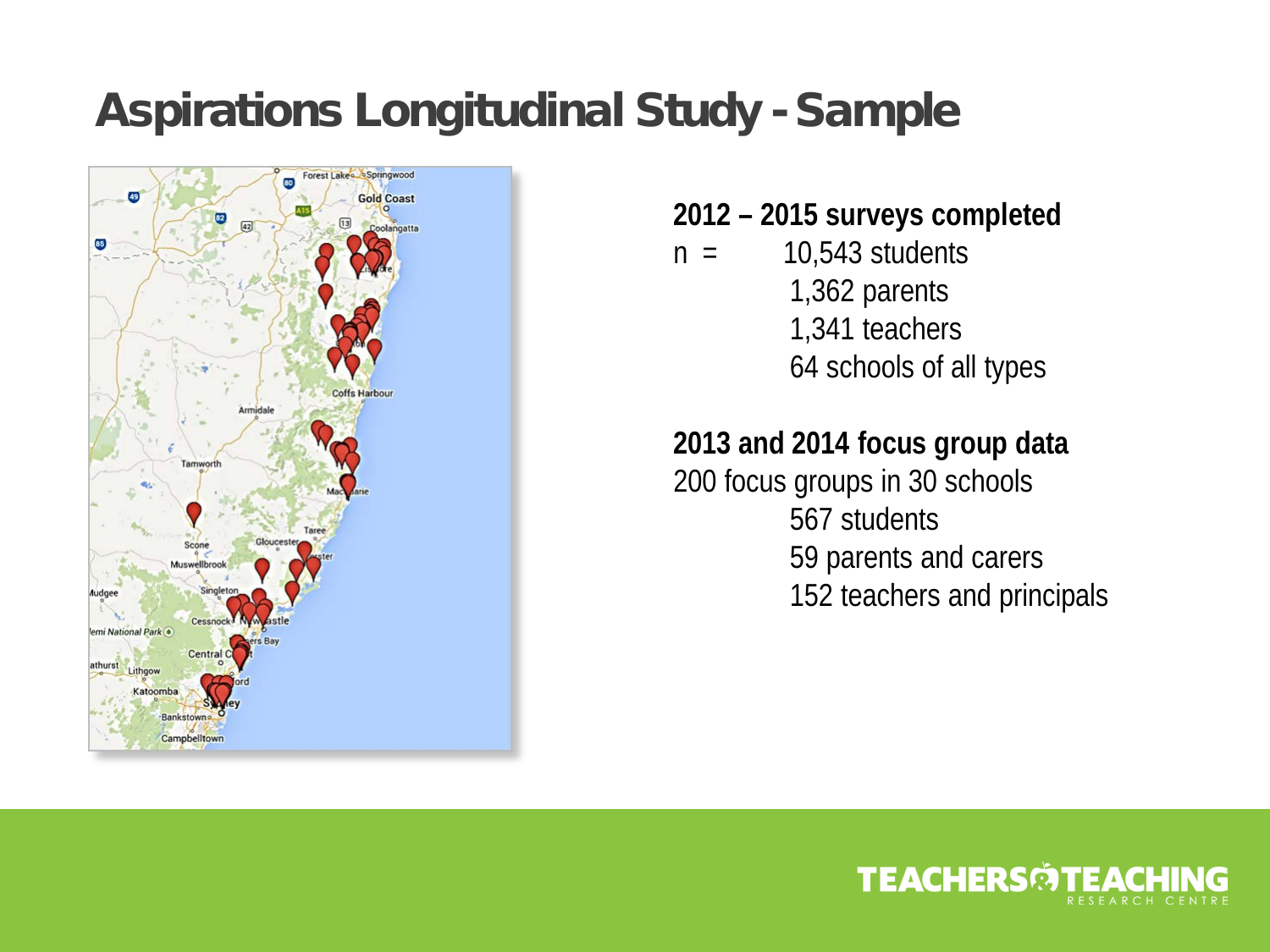# Aspirations Longitudinal Study - Sample

**2012 – 2015 surveys completed**

n = 10,543 students
1,362 parents
1,341 teachers
64 schools of all types

**2013 and 2014 focus group data**

200 focus groups in 30 schools
567 students
59 parents and carers
152 teachers and principals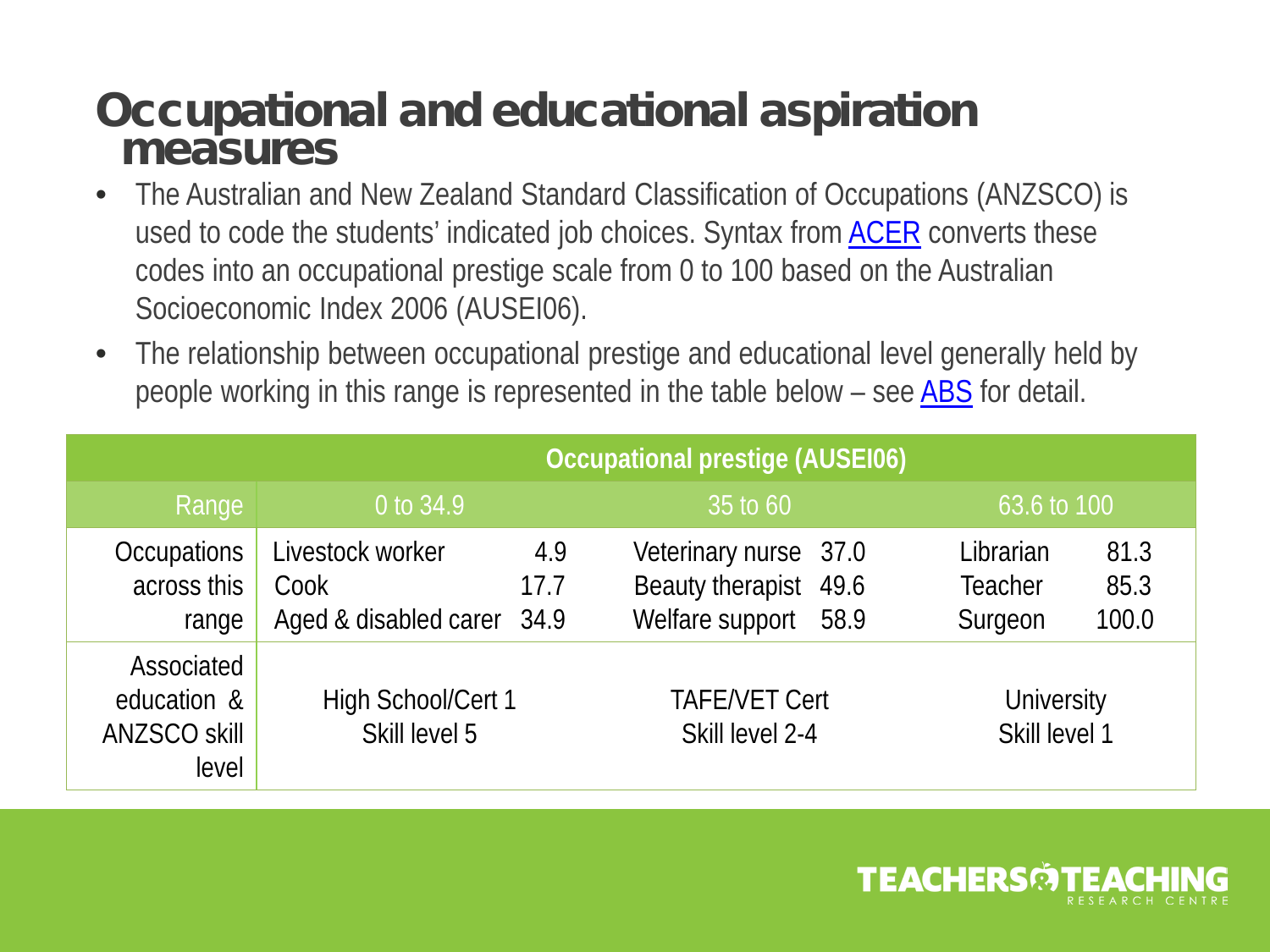# Occupational and educational aspiration measures

- The Australian and New Zealand Standard Classification of Occupations (ANZSCO) is used to code the students' indicated job choices. Syntax from ACER converts these codes into an occupational prestige scale from 0 to 100 based on the Australian Socioeconomic Index 2006 (AUSEI06).
- The relationship between occupational prestige and educational level generally held by people working in this range is represented in the table below – see ABS for detail.

| | Occupational prestige (AUSEI06) | | |
|---|---|---|---|
| Range | 0 to 34.9 | 35 to 60 | 63.6 to 100 |
| Occupations across this range | Livestock worker 4.9<br>Cook 17.7<br>Aged & disabled carer 34.9 | Veterinary nurse 37.0<br>Beauty therapist 49.6<br>Welfare support 58.9 | Librarian 81.3<br>Teacher 85.3<br>Surgeon 100.0 |
| Associated education & ANZSCO skill level | High School/Cert 1<br>Skill level 5 | TAFE/VET Cert<br>Skill level 2-4 | University<br>Skill level 1 |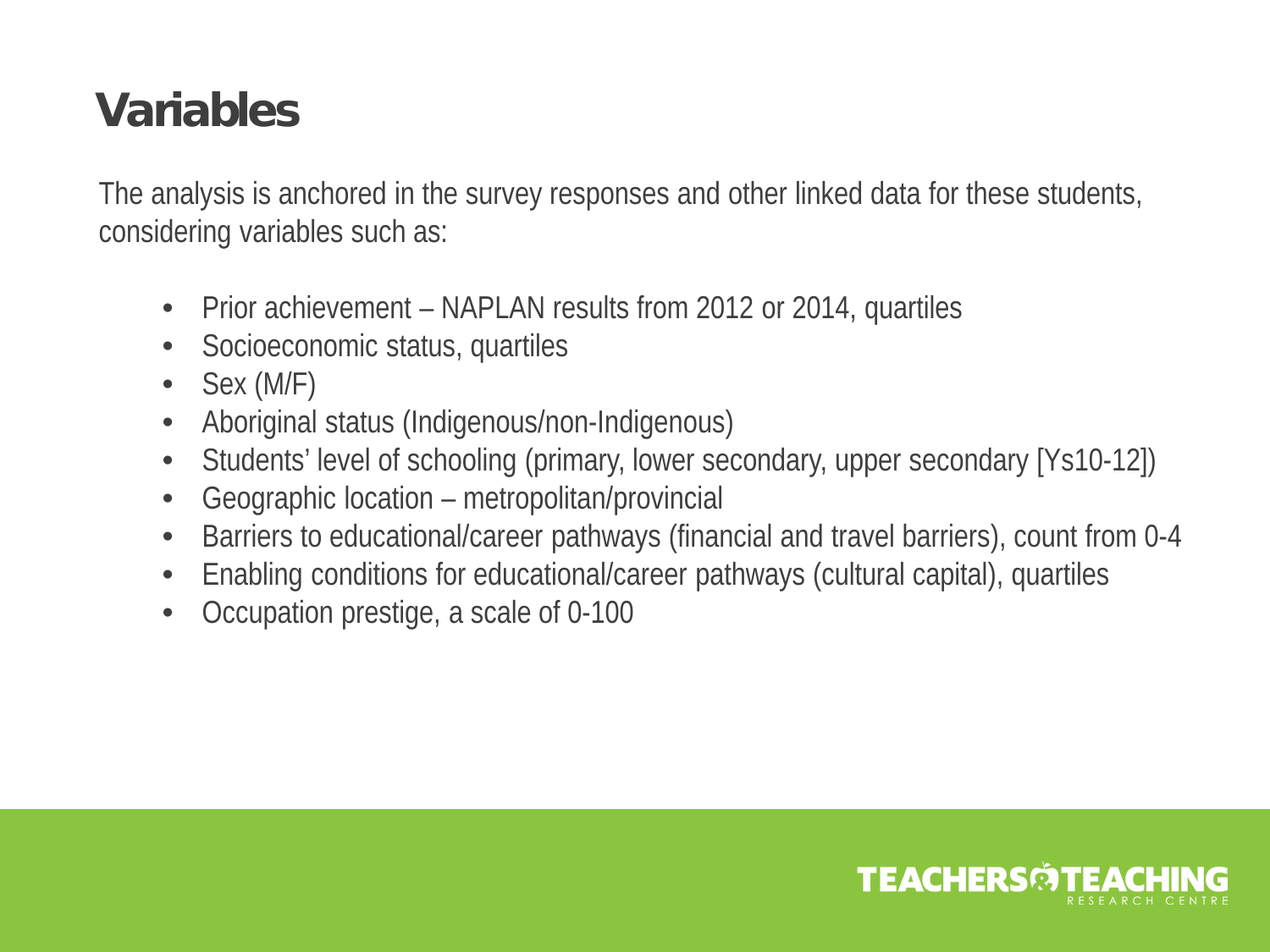# Variables

The analysis is anchored in the survey responses and other linked data for these students, considering variables such as:

- Prior achievement – NAPLAN results from 2012 or 2014, quartiles
- Socioeconomic status, quartiles
- Sex (M/F)
- Aboriginal status (Indigenous/non-Indigenous)
- Students' level of schooling (primary, lower secondary, upper secondary [Ys10-12])
- Geographic location – metropolitan/provincial
- Barriers to educational/career pathways (financial and travel barriers), count from 0-4
- Enabling conditions for educational/career pathways (cultural capital), quartiles
- Occupation prestige, a scale of 0-100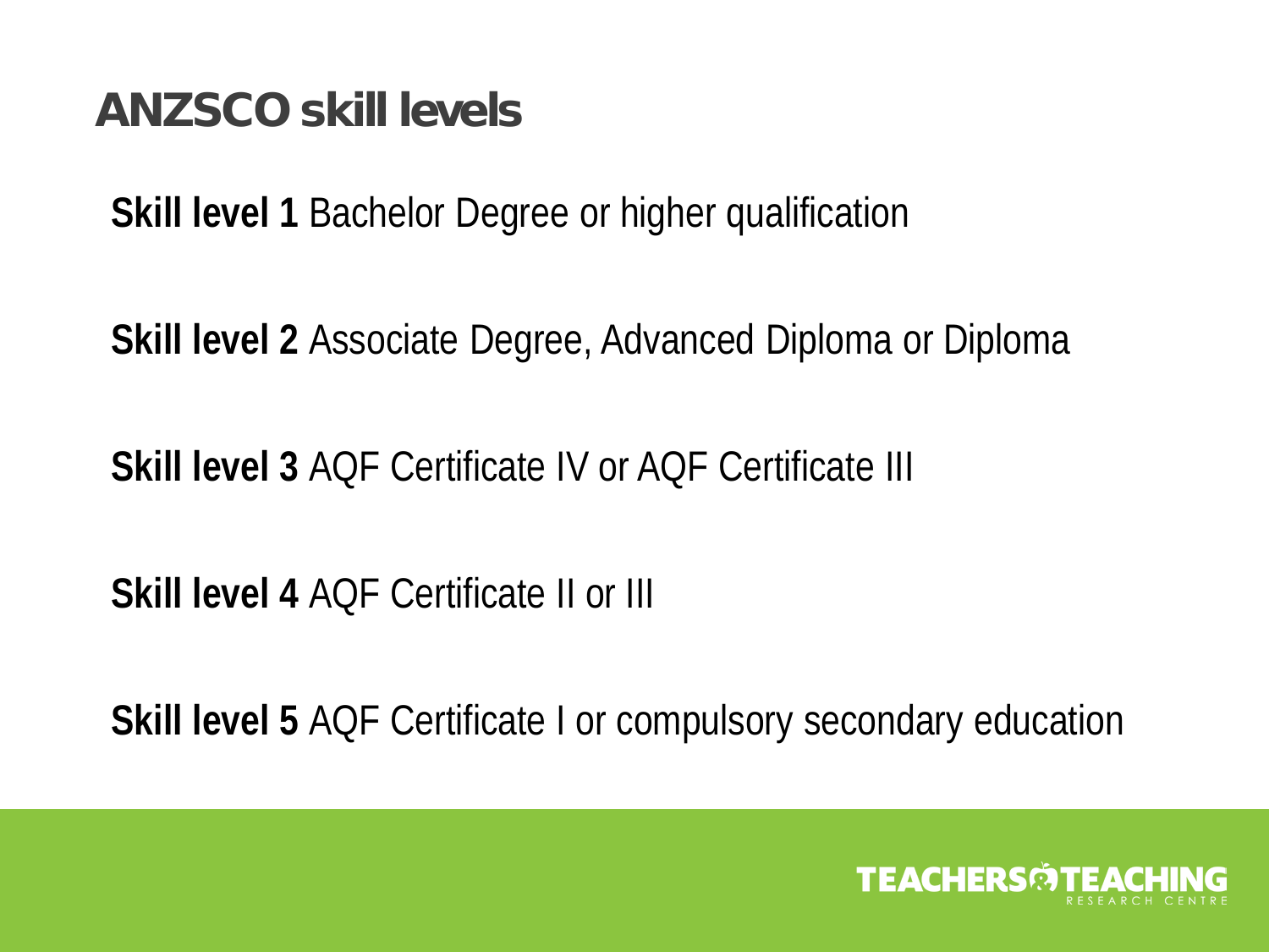# ANZSCO skill levels

**Skill level 1** Bachelor Degree or higher qualification

**Skill level 2** Associate Degree, Advanced Diploma or Diploma

**Skill level 3** AQF Certificate IV or AQF Certificate III

**Skill level 4** AQF Certificate II or III

**Skill level 5** AQF Certificate I or compulsory secondary education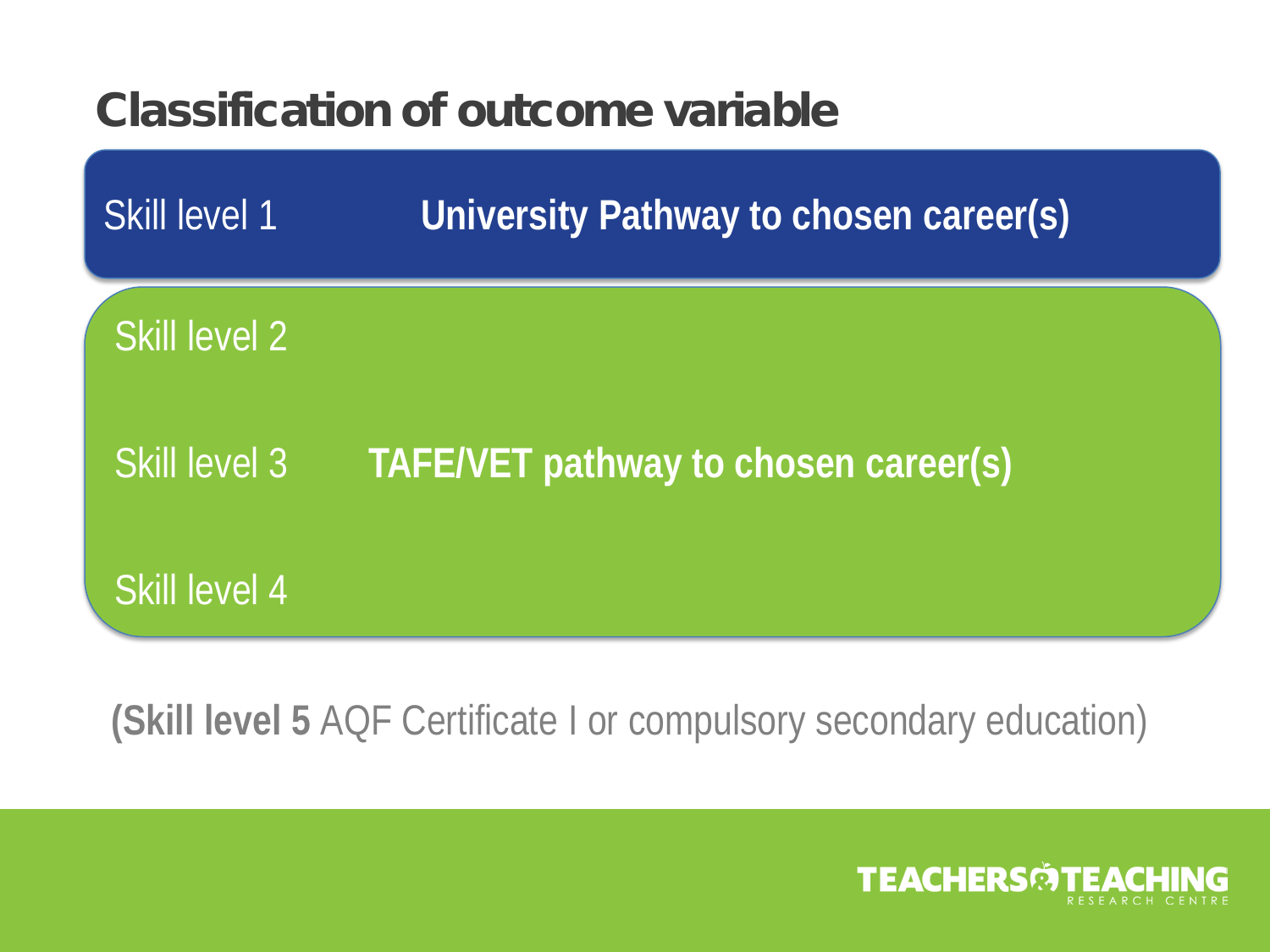# Classification of outcome variable

| | |
|---|---|
| Skill level 1 | **University Pathway to chosen career(s)** |
| Skill level 2 | |
| Skill level 3 | **TAFE/VET pathway to chosen career(s)** |
| Skill level 4 | |

(**Skill level 5** AQF Certificate I or compulsory secondary education)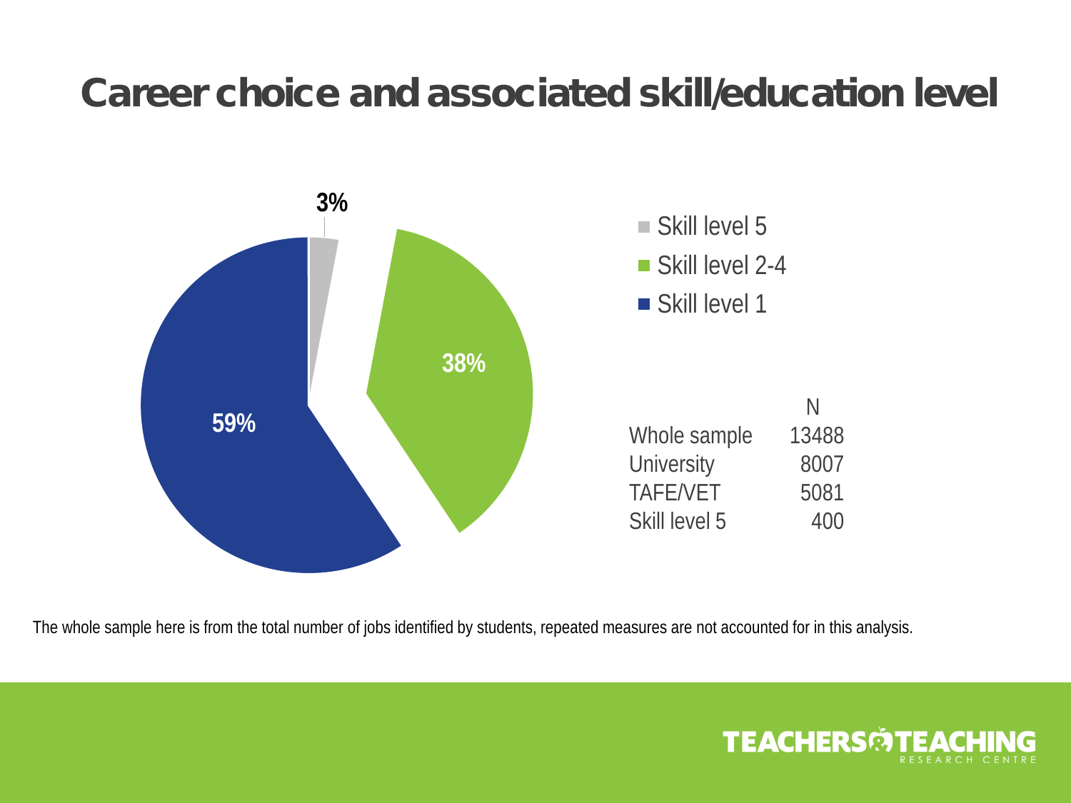# Career choice and associated skill/education level

3%

38%

59%

- Skill level 5
- Skill level 2-4
- Skill level 1

| | N |
|---|---|
| Whole sample | 13488 |
| University | 8007 |
| TAFE/VET | 5081 |
| Skill level 5 | 400 |

The whole sample here is from the total number of jobs identified by students, repeated measures are not accounted for in this analysis.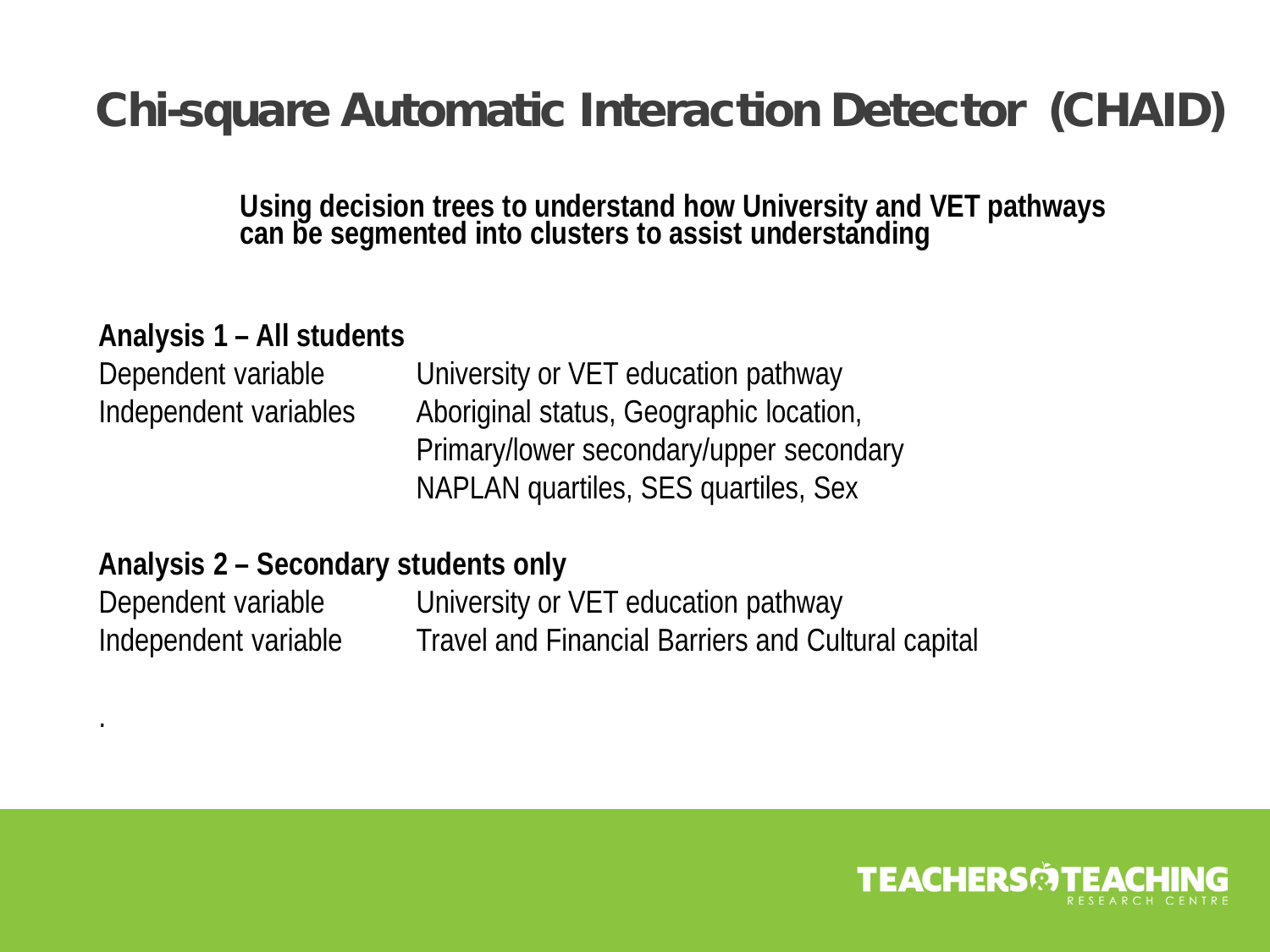# Chi-square Automatic Interaction Detector (CHAID)

**Using decision trees to understand how University and VET pathways can be segmented into clusters to assist understanding**

**Analysis 1 – All students**

| | |
|---|---|
| Dependent variable | University or VET education pathway |
| Independent variables | Aboriginal status, Geographic location, Primary/lower secondary/upper secondary NAPLAN quartiles, SES quartiles, Sex |

**Analysis 2 – Secondary students only**

| | |
|---|---|
| Dependent variable | University or VET education pathway |
| Independent variable | Travel and Financial Barriers and Cultural capital |

.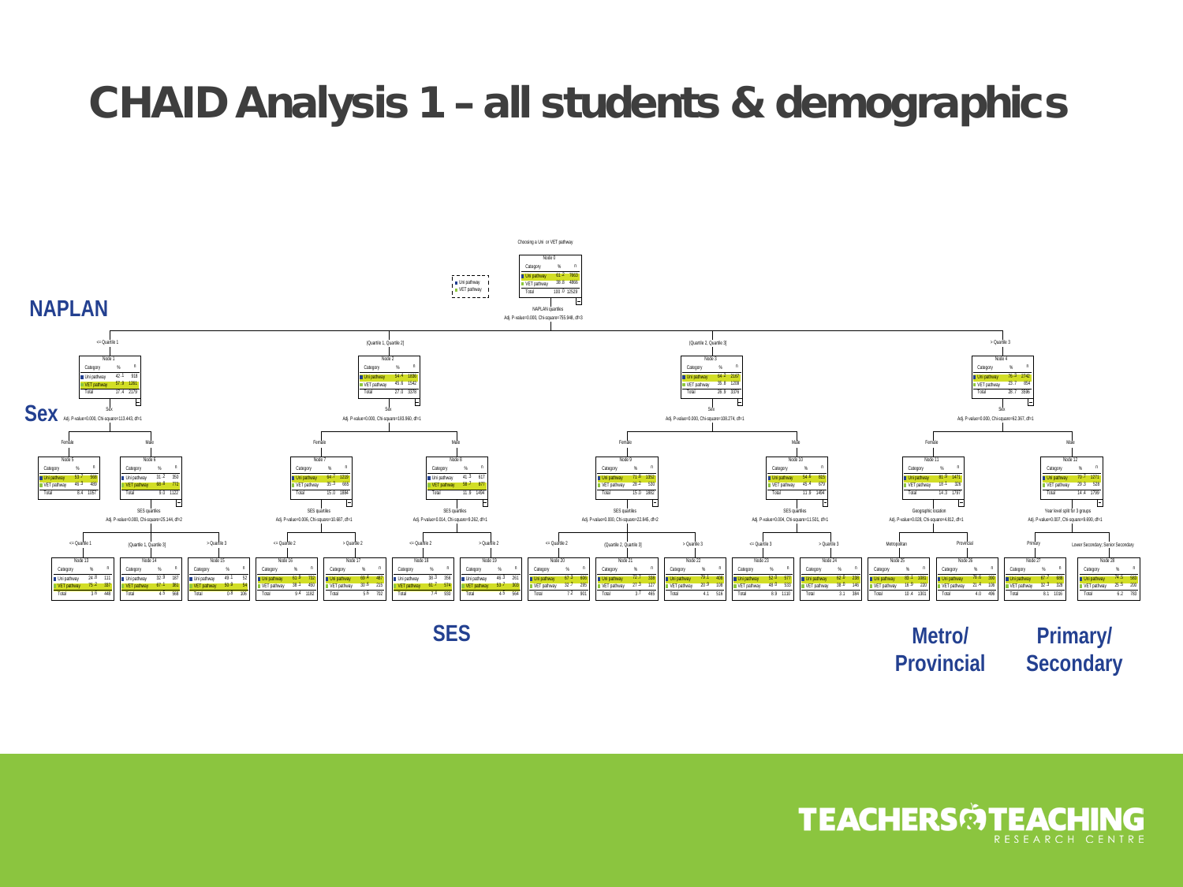# CHAID Analysis 1 – all students & demographics

Choosing a Uni or VET pathway

**Node 0**

| Category | % | n |
|---|---|---|
| Uni pathway | 61.2 | 7663 |
| VET pathway | 38.8 | 4866 |
| Total | 100.0 | 12529 |

**NAPLAN**

NAPLAN quartiles
Adj. P-value=0.000, Chi-square=755.948, df=3

| | <= Quartile 1 (Node 1) | (Quartile 1, Quartile 2] (Node 2) | (Quartile 2, Quartile 3] (Node 3) | > Quartile 3 (Node 4) |
|---|---|---|---|---|
| Uni pathway | 42.1 (918) | 54.4 (1836) | 64.2 (2167) | 76.3 (2742) |
| VET pathway | 57.9 (1261) | 45.6 (1542) | 35.8 (1209) | 23.7 (854) |
| Total | 17.4 (2179) | 27.0 (3378) | 26.9 (3376) | 28.7 (3596) |

**Sex**

- Node 1: Sex, Adj. P-value=0.000, Chi-square=113.443, df=1
- Node 2: Sex, Adj. P-value=0.000, Chi-square=183.960, df=1
- Node 3: Sex, Adj. P-value=0.000, Chi-square=108.274, df=1
- Node 4: Sex, Adj. P-value=0.000, Chi-square=62.367, df=1

| | Female (Node 5) | Male (Node 6) | Female (Node 7) | Male (Node 8) | Female (Node 9) | Male (Node 10) | Female (Node 11) | Male (Node 12) |
|---|---|---|---|---|---|---|---|---|
| Uni pathway | 53.7 (568) | 31.2 (350) | 64.7 (1219) | 41.3 (617) | 71.8 (1352) | 54.6 (815) | 81.9 (1471) | 70.7 (1271) |
| VET pathway | 46.3 (489) | 68.8 (772) | 35.3 (663) | 58.7 (877) | 28.2 (530) | 45.4 (679) | 18.1 (326) | 29.3 (528) |
| Total | 8.4 (1057) | 9.0 (1122) | 15.0 (1884) | 11.9 (1494) | 15.0 (1882) | 11.9 (1494) | 14.3 (1797) | 14.4 (1799) |

- Node 5: SES quartiles, Adj. P-value=0.000, Chi-square=25.144, df=2
- Node 7: SES quartiles, Adj. P-value=0.006, Chi-square=10.687, df=1
- Node 8: SES quartiles, Adj. P-value=0.014, Chi-square=9.262, df=1
- Node 9: SES quartiles, Adj. P-value=0.000, Chi-square=22.845, df=2
- Node 10: SES quartiles, Adj. P-value=0.004, Chi-square=11.501, df=1
- Node 11: Geographic location, Adj. P-value=0.028, Chi-square=4.812, df=1
- Node 12: Year level split for 3 groups, Adj. P-value=0.007, Chi-square=9.690, df=1

**SES**

| Node | Split | Uni pathway % (n) | VET pathway % (n) | Total % (n) |
|---|---|---|---|---|
| Node 13 | <= Quartile 1 | 24.8 (111) | 75.2 (337) | 3.6 (448) |
| Node 14 | (Quartile 1, Quartile 3] | 32.9 (187) | 67.1 (381) | 4.5 (568) |
| Node 15 | > Quartile 3 | 49.1 (52) | 50.9 (54) | 0.8 (106) |
| Node 16 | <= Quartile 2 | 61.9 (732) | 38.1 (450) | 9.4 (1182) |
| Node 17 | > Quartile 2 | 69.4 (487) | 30.6 (215) | 5.6 (702) |
| Node 18 | <= Quartile 2 | 38.3 (356) | 61.7 (574) | 7.4 (930) |
| Node 19 | > Quartile 2 | 46.3 (261) | 53.7 (303) | 4.5 (564) |
| Node 20 | <= Quartile 2 | 67.3 (606) | 32.7 (295) | 7.2 (901) |
| Node 21 | (Quartile 2, Quartile 3] | 72.7 (338) | 27.3 (127) | 3.7 (465) |
| Node 22 | > Quartile 3 | 79.1 (408) | 20.9 (108) | 4.1 (516) |
| Node 23 | <= Quartile 3 | 52.0 (577) | 48.0 (533) | 8.9 (1110) |
| Node 24 | > Quartile 3 | 62.0 (238) | 38.0 (146) | 3.1 (384) |

**Metro/ Provincial**

| Node | Split | Uni pathway % (n) | VET pathway % (n) | Total % (n) |
|---|---|---|---|---|
| Node 25 | Metropolitan | 83.1 (1081) | 16.9 (220) | 10.4 (1301) |
| Node 26 | Provincial | 78.6 (390) | 21.4 (106) | 4.0 (496) |

**Primary/ Secondary**

| Node | Split | Uni pathway % (n) | VET pathway % (n) | Total % (n) |
|---|---|---|---|---|
| Node 27 | Primary | 67.7 (688) | 32.3 (328) | 8.1 (1016) |
| Node 28 | Lower Secondary; Senior Secondary | 74.5 (583) | 25.5 (200) | 6.2 (783) |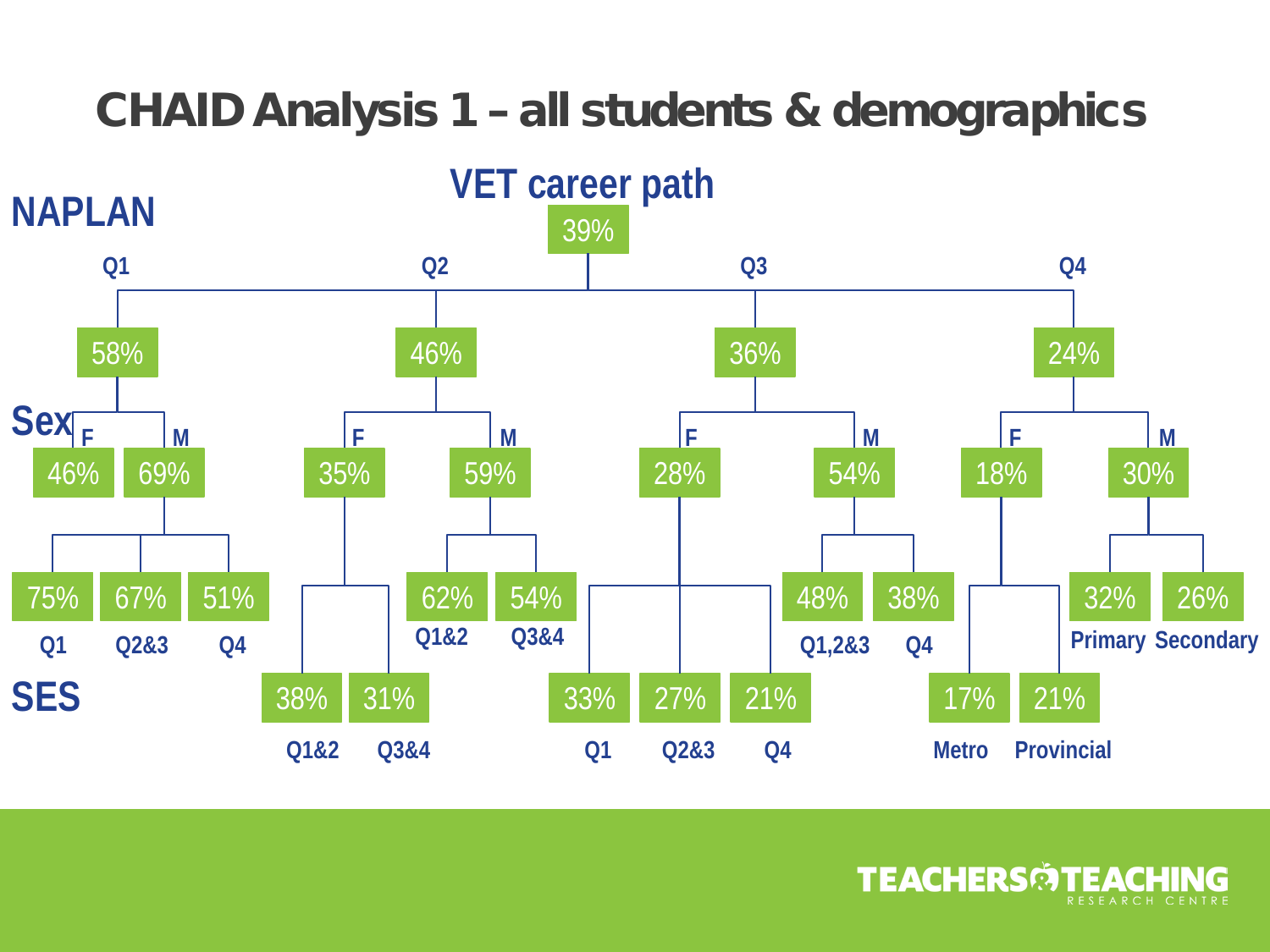# CHAID Analysis 1 – all students & demographics

**VET career path**: 39%

| NAPLAN | Sex | Third split | VET career path |
|---|---|---|---|
| Q1 (58%) | F | | 46% |
| Q1 (58%) | M (69%) | NAPLAN Q1 | 75% |
| Q1 (58%) | M (69%) | NAPLAN Q2&3 | 67% |
| Q1 (58%) | M (69%) | NAPLAN Q4 | 51% |
| Q2 (46%) | F (35%) | SES Q1&2 | 38% |
| Q2 (46%) | F (35%) | SES Q3&4 | 31% |
| Q2 (46%) | M (59%) | NAPLAN Q1&2 | 62% |
| Q2 (46%) | M (59%) | NAPLAN Q3&4 | 54% |
| Q3 (36%) | F (28%) | SES Q1 | 33% |
| Q3 (36%) | F (28%) | SES Q2&3 | 27% |
| Q3 (36%) | F (28%) | SES Q4 | 21% |
| Q3 (36%) | M (54%) | NAPLAN Q1,2&3 | 48% |
| Q3 (36%) | M (54%) | NAPLAN Q4 | 38% |
| Q4 (24%) | F (18%) | Metro | 17% |
| Q4 (24%) | F (18%) | Provincial | 21% |
| Q4 (24%) | M (30%) | Primary | 32% |
| Q4 (24%) | M (30%) | Secondary | 26% |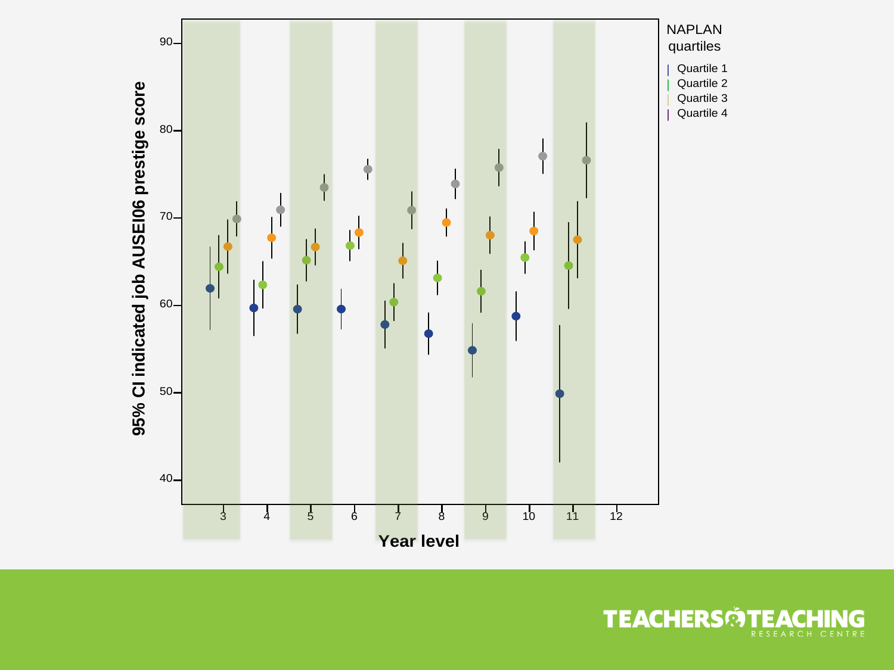95% CI indicated job AUSEI06 prestige score

Year level

NAPLAN quartiles

- Quartile 1
- Quartile 2
- Quartile 3
- Quartile 4

TEACHERS & TEACHING RESEARCH CENTRE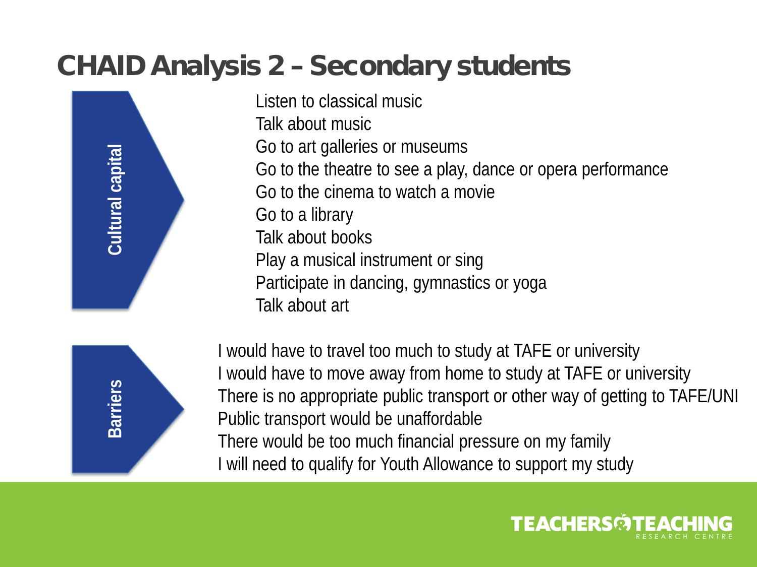# CHAID Analysis 2 – Secondary students

**Cultural capital**

- Listen to classical music
- Talk about music
- Go to art galleries or museums
- Go to the theatre to see a play, dance or opera performance
- Go to the cinema to watch a movie
- Go to a library
- Talk about books
- Play a musical instrument or sing
- Participate in dancing, gymnastics or yoga
- Talk about art

**Barriers**

- I would have to travel too much to study at TAFE or university
- I would have to move away from home to study at TAFE or university
- There is no appropriate public transport or other way of getting to TAFE/UNI
- Public transport would be unaffordable
- There would be too much financial pressure on my family
- I will need to qualify for Youth Allowance to support my study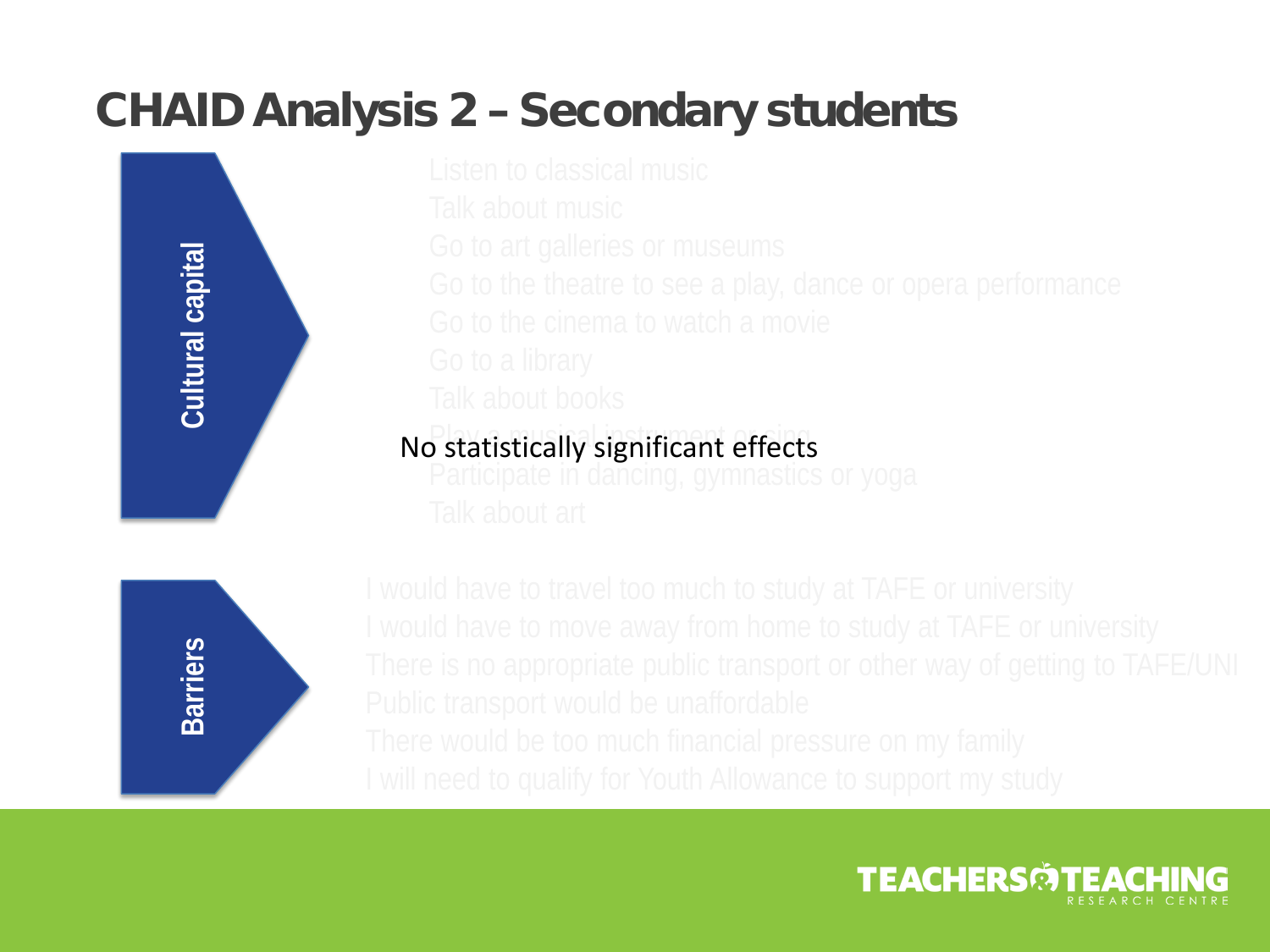# CHAID Analysis 2 – Secondary students

**Cultural capital**

- Listen to classical music
- Talk about music
- Go to art galleries or museums
- Go to the theatre to see a play, dance or opera performance
- Go to the cinema to watch a movie
- Go to a library
- Talk about books
- Play a musical instrument or sing
- Participate in dancing, gymnastics or yoga
- Talk about art

No statistically significant effects

**Barriers**

- I would have to travel too much to study at TAFE or university
- I would have to move away from home to study at TAFE or university
- There is no appropriate public transport or other way of getting to TAFE/UNI
- Public transport would be unaffordable
- There would be too much financial pressure on my family
- I will need to qualify for Youth Allowance to support my study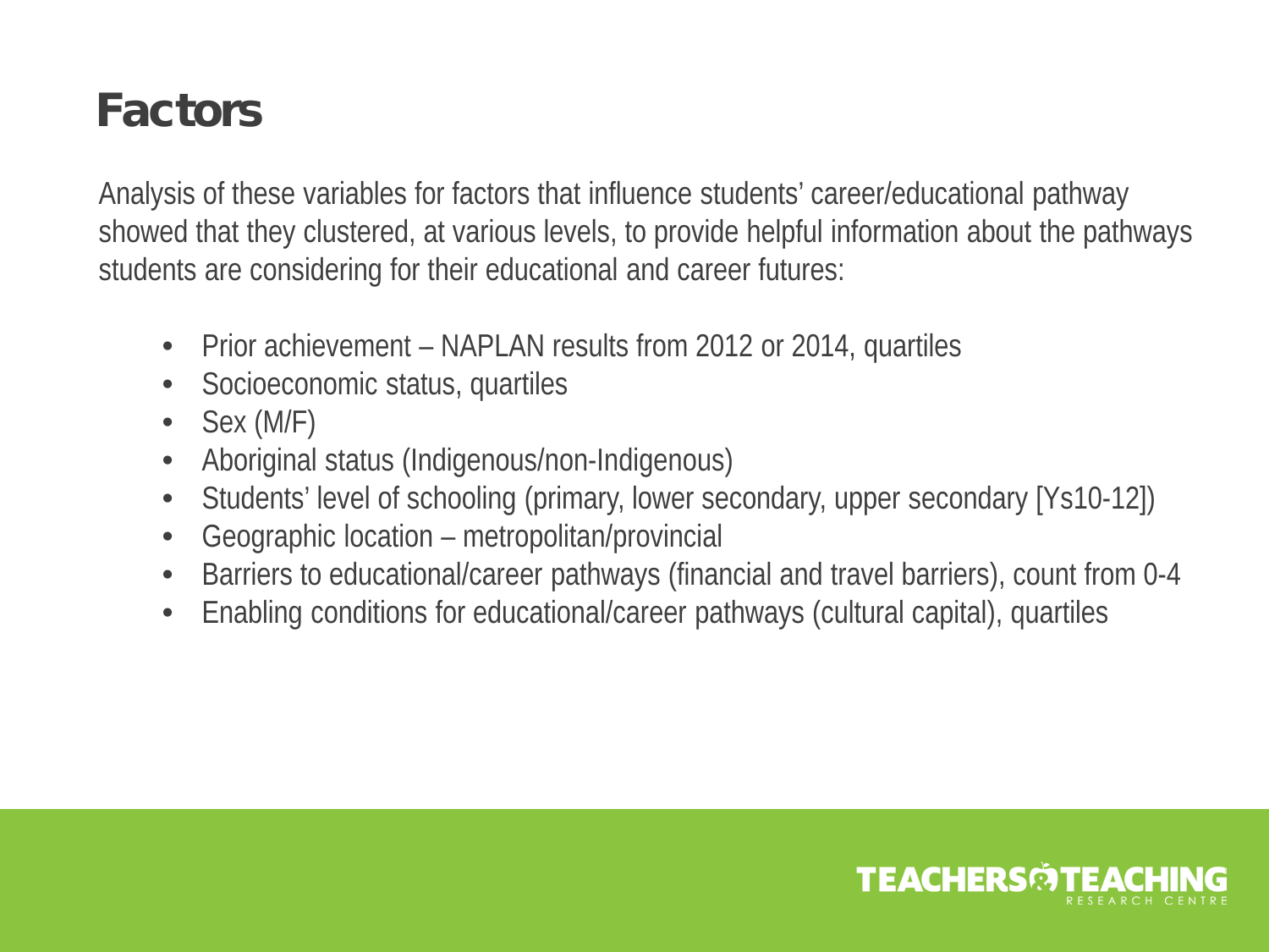# Factors

Analysis of these variables for factors that influence students' career/educational pathway showed that they clustered, at various levels, to provide helpful information about the pathways students are considering for their educational and career futures:

- Prior achievement – NAPLAN results from 2012 or 2014, quartiles
- Socioeconomic status, quartiles
- Sex (M/F)
- Aboriginal status (Indigenous/non-Indigenous)
- Students' level of schooling (primary, lower secondary, upper secondary [Ys10-12])
- Geographic location – metropolitan/provincial
- Barriers to educational/career pathways (financial and travel barriers), count from 0-4
- Enabling conditions for educational/career pathways (cultural capital), quartiles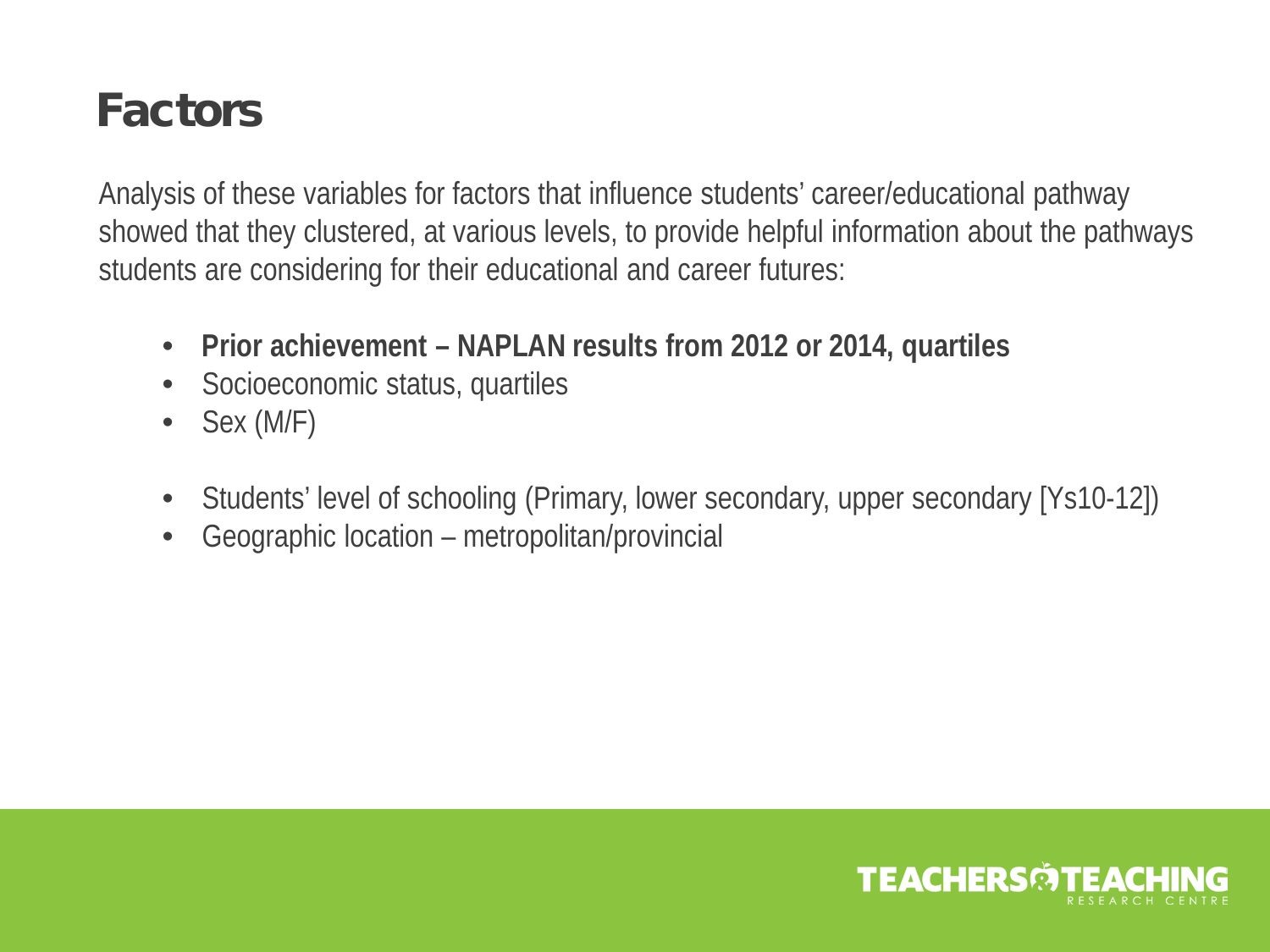# Factors

Analysis of these variables for factors that influence students' career/educational pathway showed that they clustered, at various levels, to provide helpful information about the pathways students are considering for their educational and career futures:

- **Prior achievement – NAPLAN results from 2012 or 2014, quartiles**
- Socioeconomic status, quartiles
- Sex (M/F)

- Students' level of schooling (Primary, lower secondary, upper secondary [Ys10-12])
- Geographic location – metropolitan/provincial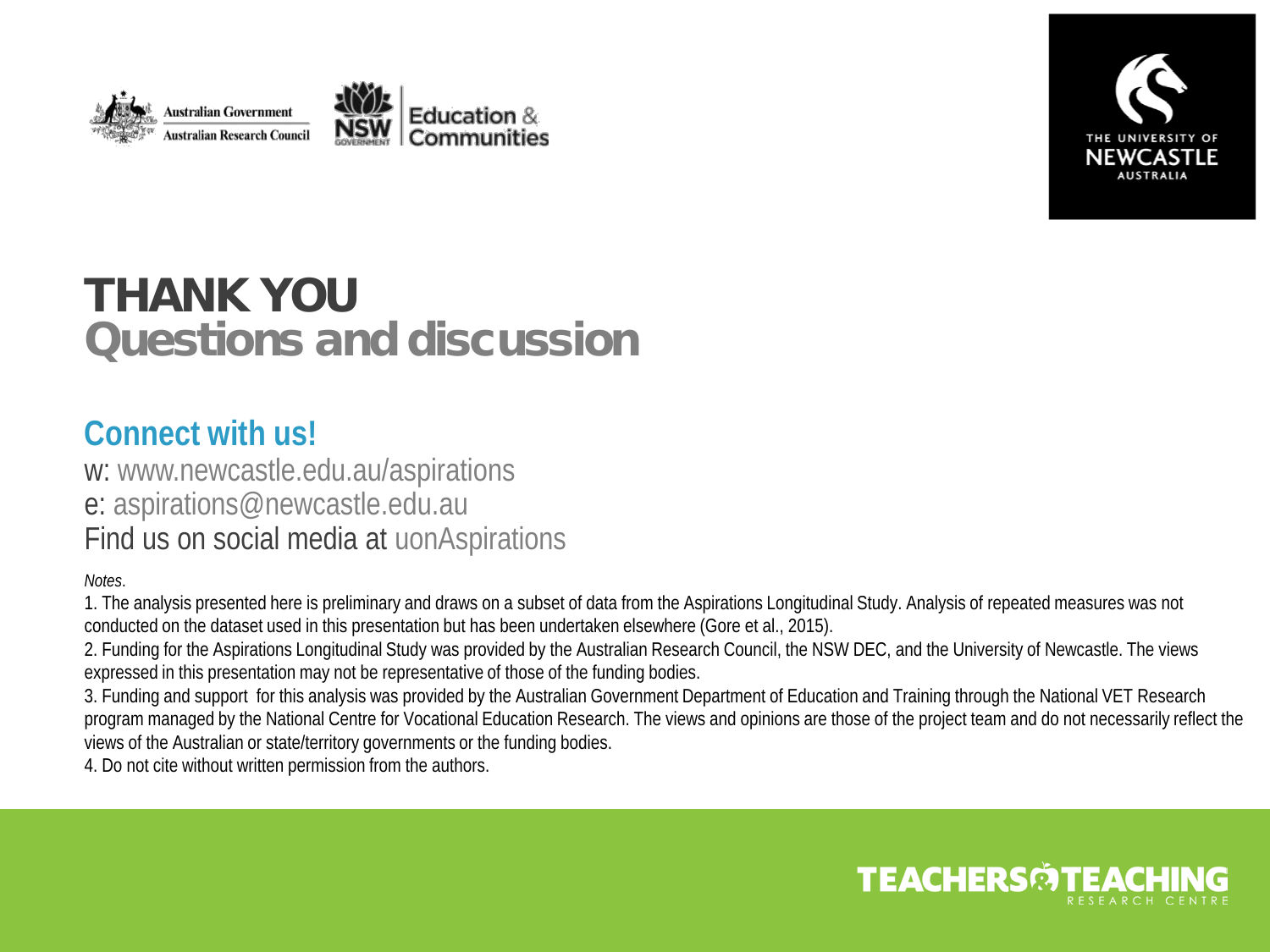# THANK YOU
## Questions and discussion

### Connect with us!

w: www.newcastle.edu.au/aspirations
e: aspirations@newcastle.edu.au
Find us on social media at uonAspirations

*Notes*.

1. The analysis presented here is preliminary and draws on a subset of data from the Aspirations Longitudinal Study. Analysis of repeated measures was not conducted on the dataset used in this presentation but has been undertaken elsewhere (Gore et al., 2015).
2. Funding for the Aspirations Longitudinal Study was provided by the Australian Research Council, the NSW DEC, and the University of Newcastle. The views expressed in this presentation may not be representative of those of the funding bodies.
3. Funding and support for this analysis was provided by the Australian Government Department of Education and Training through the National VET Research program managed by the National Centre for Vocational Education Research. The views and opinions are those of the project team and do not necessarily reflect the views of the Australian or state/territory governments or the funding bodies.
4. Do not cite without written permission from the authors.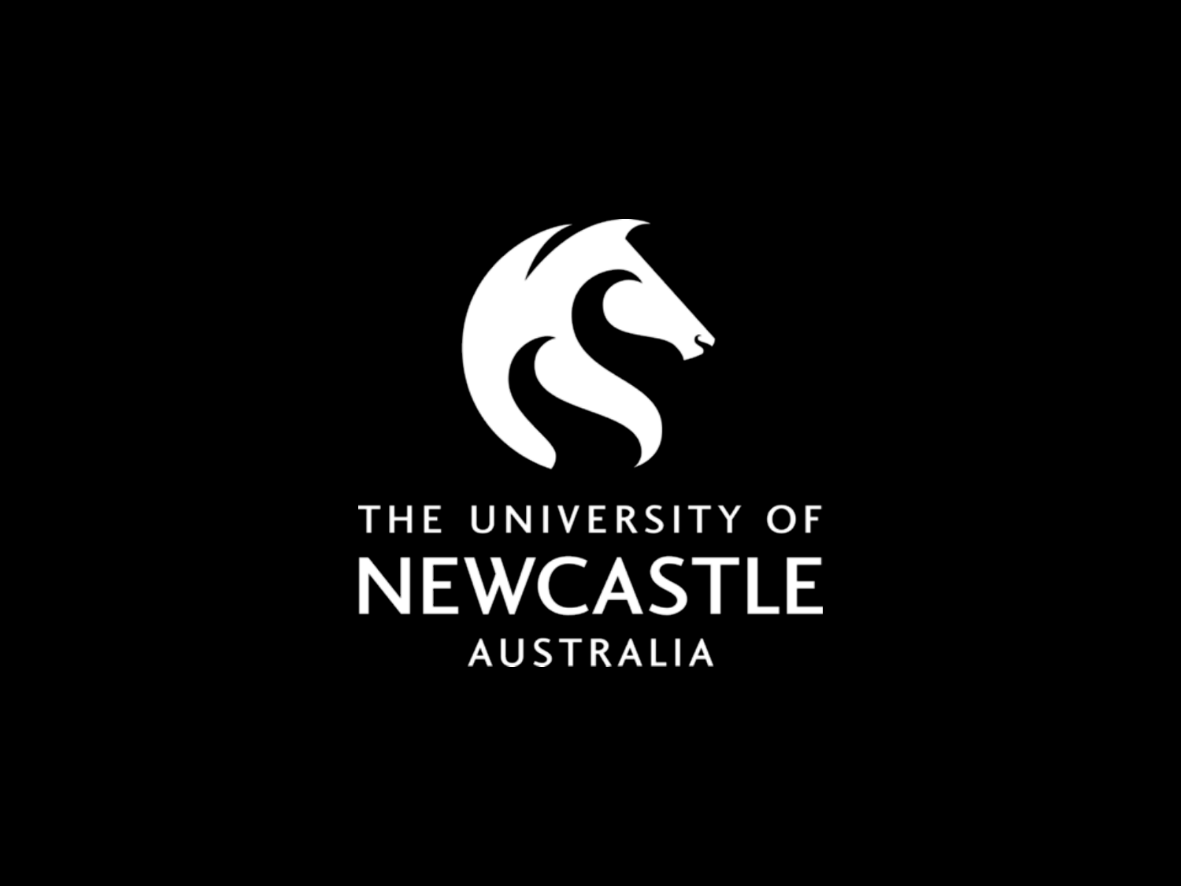THE UNIVERSITY OF

NEWCASTLE

AUSTRALIA